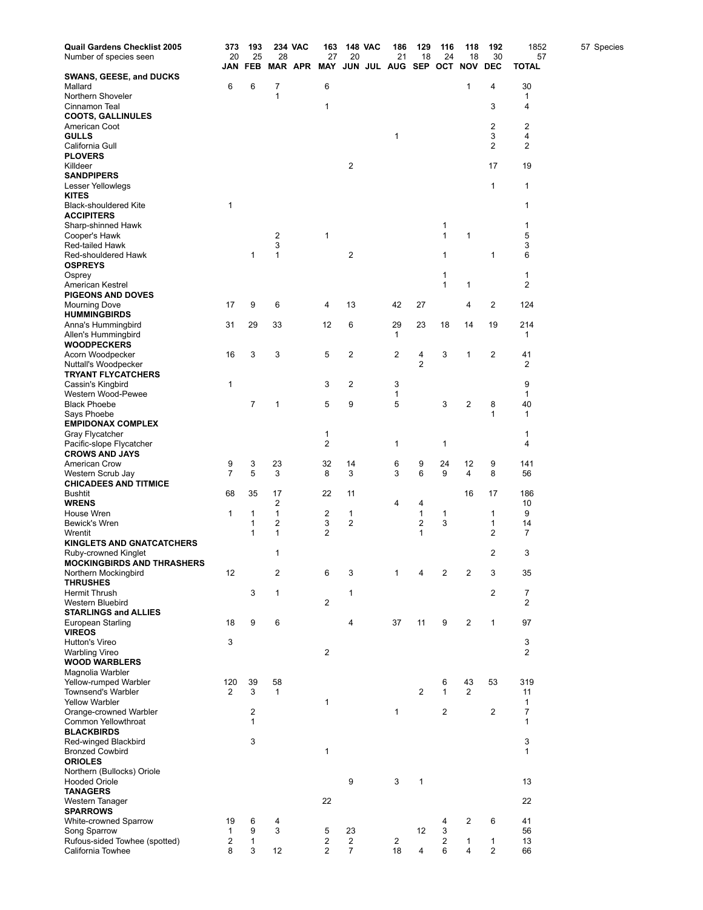| Quail Gardens Checklist 2005 | 373 | 193 | 234 | VAC | 163 | 148 | VAC | 186 | 129 | 116 | 118 | 192 | 1852 | 57 Species |
|---|---|---|---|---|---|---|---|---|---|---|---|---|---|---|
| Number of species seen | 20 | 25 | 28 | | 27 | 20 | | 21 | 18 | 24 | 18 | 30 | 57 | |
| | **JAN** | **FEB** | **MAR** | **APR** | **MAY** | **JUN** | **JUL** | **AUG** | **SEP** | **OCT** | **NOV** | **DEC** | **TOTAL** | |
| **SWANS, GEESE, and DUCKS** | | | | | | | | | | | | | | |
| Mallard | 6 | 6 | 7 | | 6 | | | | | | 1 | 4 | 30 | |
| Northern Shoveler | | | 1 | | | | | | | | | | 1 | |
| Cinnamon Teal | | | | | 1 | | | | | | | 3 | 4 | |
| **COOTS, GALLINULES** | | | | | | | | | | | | | | |
| American Coot | | | | | | | | | | | | 2 | 2 | |
| **GULLS** | | | | | | | | 1 | | | | 3 | 4 | |
| California Gull | | | | | | | | | | | | 2 | 2 | |
| **PLOVERS** | | | | | | | | | | | | | | |
| Killdeer | | | | | | 2 | | | | | | 17 | 19 | |
| **SANDPIPERS** | | | | | | | | | | | | | | |
| Lesser Yellowlegs | | | | | | | | | | | | 1 | 1 | |
| **KITES** | | | | | | | | | | | | | | |
| Black-shouldered Kite | 1 | | | | | | | | | | | | 1 | |
| **ACCIPITERS** | | | | | | | | | | | | | | |
| Sharp-shinned Hawk | | | | | | | | | | 1 | | | 1 | |
| Cooper's Hawk | | | 2 | | 1 | | | | | 1 | 1 | | 5 | |
| Red-tailed Hawk | | | 3 | | | | | | | | | | 3 | |
| Red-shouldered Hawk | | 1 | 1 | | | 2 | | | | 1 | | 1 | 6 | |
| **OSPREYS** | | | | | | | | | | | | | | |
| Osprey | | | | | | | | | | 1 | | | 1 | |
| American Kestrel | | | | | | | | | | 1 | 1 | | 2 | |
| **PIGEONS AND DOVES** | | | | | | | | | | | | | | |
| Mourning Dove | 17 | 9 | 6 | | 4 | 13 | | 42 | 27 | | 4 | 2 | 124 | |
| **HUMMINGBIRDS** | | | | | | | | | | | | | | |
| Anna's Hummingbird | 31 | 29 | 33 | | 12 | 6 | | 29 | 23 | 18 | 14 | 19 | 214 | |
| Allen's Hummingbird | | | | | | | | 1 | | | | | 1 | |
| **WOODPECKERS** | | | | | | | | | | | | | | |
| Acorn Woodpecker | 16 | 3 | 3 | | 5 | 2 | | 2 | 4 | 3 | 1 | 2 | 41 | |
| Nuttall's Woodpecker | | | | | | | | | 2 | | | | 2 | |
| **TRYANT FLYCATCHERS** | | | | | | | | | | | | | | |
| Cassin's Kingbird | 1 | | | | 3 | 2 | | 3 | | | | | 9 | |
| Western Wood-Pewee | | | | | | | | 1 | | | | | 1 | |
| Black Phoebe | | 7 | 1 | | 5 | 9 | | 5 | | 3 | 2 | 8 | 40 | |
| Says Phoebe | | | | | | | | | | | | 1 | 1 | |
| **EMPIDONAX COMPLEX** | | | | | | | | | | | | | | |
| Gray Flycatcher | | | | | 1 | | | | | | | | 1 | |
| Pacific-slope Flycatcher | | | | | 2 | | | 1 | | 1 | | | 4 | |
| **CROWS AND JAYS** | | | | | | | | | | | | | | |
| American Crow | 9 | 3 | 23 | | 32 | 14 | | 6 | 9 | 24 | 12 | 9 | 141 | |
| Western Scrub Jay | 7 | 5 | 3 | | 8 | 3 | | 3 | 6 | 9 | 4 | 8 | 56 | |
| **CHICADEES AND TITMICE** | | | | | | | | | | | | | | |
| Bushtit | 68 | 35 | 17 | | 22 | 11 | | | | | 16 | 17 | 186 | |
| **WRENS** | | | 2 | | | | | 4 | 4 | | | | 10 | |
| House Wren | 1 | 1 | 1 | | 2 | 1 | | | 1 | 1 | | 1 | 9 | |
| Bewick's Wren | | 1 | 2 | | 3 | 2 | | | 2 | 3 | | 1 | 14 | |
| Wrentit | | 1 | 1 | | 2 | | | | 1 | | | 2 | 7 | |
| **KINGLETS AND GNATCATCHERS** | | | | | | | | | | | | | | |
| Ruby-crowned Kinglet | | | 1 | | | | | | | | | 2 | 3 | |
| **MOCKINGBIRDS AND THRASHERS** | | | | | | | | | | | | | | |
| Northern Mockingbird | 12 | | 2 | | 6 | 3 | | 1 | 4 | 2 | 2 | 3 | 35 | |
| **THRUSHES** | | | | | | | | | | | | | | |
| Hermit Thrush | | 3 | 1 | | | 1 | | | | | | 2 | 7 | |
| Western Bluebird | | | | | 2 | | | | | | | | 2 | |
| **STARLINGS and ALLIES** | | | | | | | | | | | | | | |
| European Starling | 18 | 9 | 6 | | | 4 | | 37 | 11 | 9 | 2 | 1 | 97 | |
| **VIREOS** | | | | | | | | | | | | | | |
| Hutton's Vireo | 3 | | | | | | | | | | | | 3 | |
| Warbling Vireo | | | | | 2 | | | | | | | | 2 | |
| **WOOD WARBLERS** | | | | | | | | | | | | | | |
| Magnolia Warbler | | | | | | | | | | | | | | |
| Yellow-rumped Warbler | 120 | 39 | 58 | | | | | | | 6 | 43 | 53 | 319 | |
| Townsend's Warbler | 2 | 3 | 1 | | | | | | 2 | 1 | 2 | | 11 | |
| Yellow Warbler | | | | | 1 | | | | | | | | 1 | |
| Orange-crowned Warbler | | 2 | | | | | | 1 | | 2 | | 2 | 7 | |
| Common Yellowthroat | | 1 | | | | | | | | | | | 1 | |
| **BLACKBIRDS** | | | | | | | | | | | | | | |
| Red-winged Blackbird | | 3 | | | | | | | | | | | 3 | |
| Bronzed Cowbird | | | | | 1 | | | | | | | | 1 | |
| **ORIOLES** | | | | | | | | | | | | | | |
| Northern (Bullocks) Oriole | | | | | | | | | | | | | | |
| Hooded Oriole | | | | | | 9 | | 3 | 1 | | | | 13 | |
| **TANAGERS** | | | | | | | | | | | | | | |
| Western Tanager | | | | | 22 | | | | | | | | 22 | |
| **SPARROWS** | | | | | | | | | | | | | | |
| White-crowned Sparrow | 19 | 6 | 4 | | | | | | | 4 | 2 | 6 | 41 | |
| Song Sparrow | 1 | 9 | 3 | | 5 | 23 | | | 12 | 3 | | | 56 | |
| Rufous-sided Towhee (spotted) | 2 | 1 | | | 2 | 2 | | 2 | | 2 | 1 | 1 | 13 | |
| California Towhee | 8 | 3 | 12 | | 2 | 7 | | 18 | 4 | 6 | 4 | 2 | 66 | |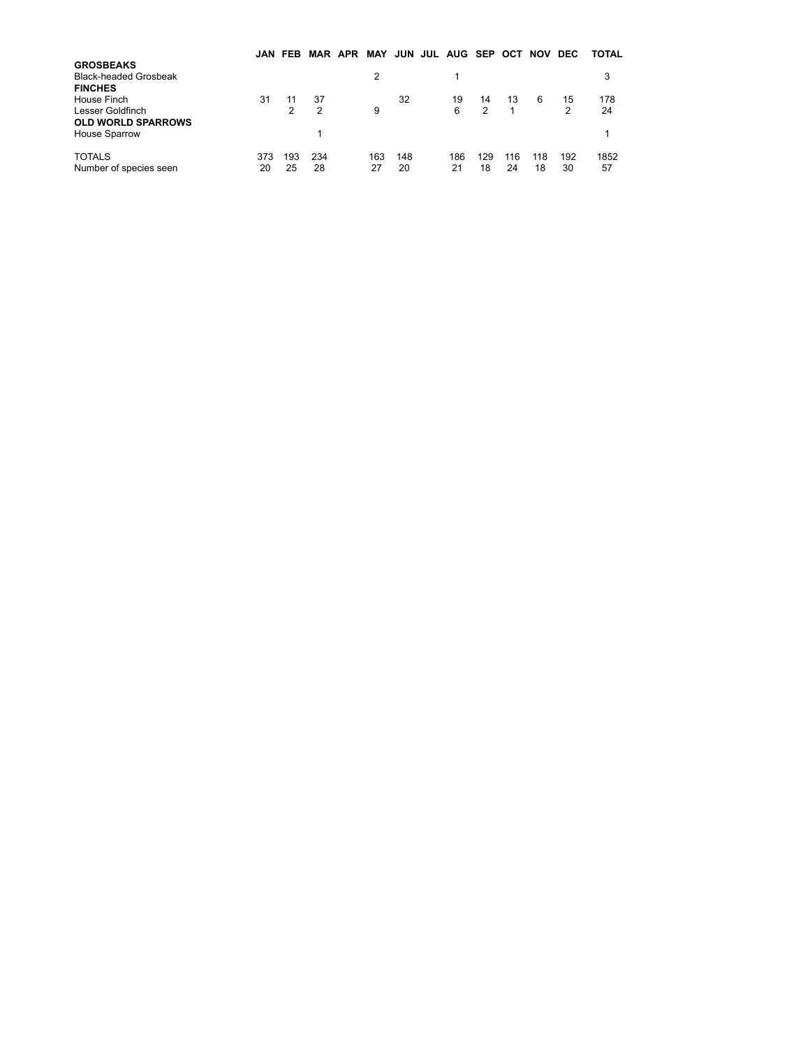| | JAN | FEB | MAR | APR | MAY | JUN | JUL | AUG | SEP | OCT | NOV | DEC | TOTAL |
|---|---|---|---|---|---|---|---|---|---|---|---|---|---|
| **GROSBEAKS** | | | | | | | | | | | | | |
| Black-headed Grosbeak | | | | | 2 | | | 1 | | | | | 3 |
| **FINCHES** | | | | | | | | | | | | | |
| House Finch | 31 | 11 | 37 | | | 32 | | 19 | 14 | 13 | 6 | 15 | 178 |
| Lesser Goldfinch | | 2 | 2 | | 9 | | | 6 | 2 | 1 | | 2 | 24 |
| **OLD WORLD SPARROWS** | | | | | | | | | | | | | |
| House Sparrow | | | 1 | | | | | | | | | | 1 |
| | | | | | | | | | | | | | |
| TOTALS | 373 | 193 | 234 | | 163 | 148 | | 186 | 129 | 116 | 118 | 192 | 1852 |
| Number of species seen | 20 | 25 | 28 | | 27 | 20 | | 21 | 18 | 24 | 18 | 30 | 57 |